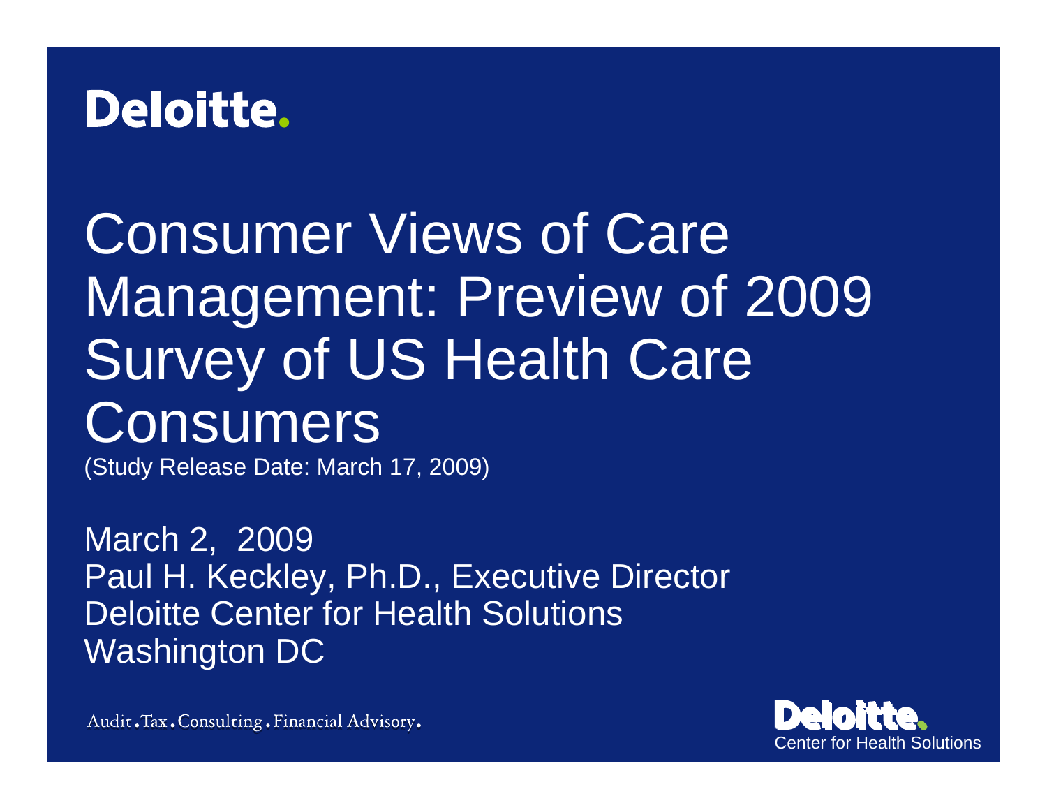Deloitte.

# Consumer Views of Care Management: Preview of 2009 Survey of US Health Care Consumers

(Study Release Date: March 17, 2009)

March 2, 2009
Paul H. Keckley, Ph.D., Executive Director
Deloitte Center for Health Solutions
Washington DC

Audit . Tax . Consulting . Financial Advisory.

Deloitte.
Center for Health Solutions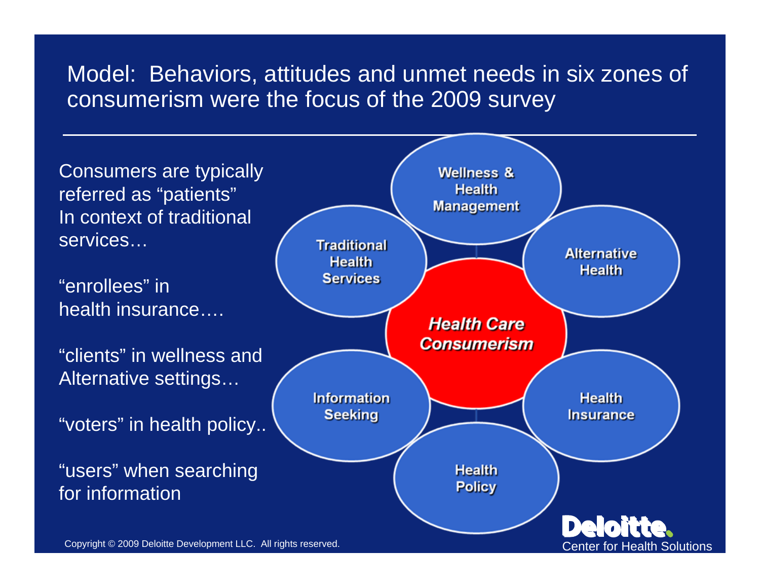# Model: Behaviors, attitudes and unmet needs in six zones of consumerism were the focus of the 2009 survey

Consumers are typically referred as "patients" In context of traditional services…

"enrollees" in health insurance….

"clients" in wellness and Alternative settings…

"voters" in health policy..

"users" when searching for information

- ***Health Care Consumerism***
  - Wellness & Health Management
  - Alternative Health
  - Health Insurance
  - Health Policy
  - Information Seeking
  - Traditional Health Services

Copyright © 2009 Deloitte Development LLC. All rights reserved.

Deloitte. Center for Health Solutions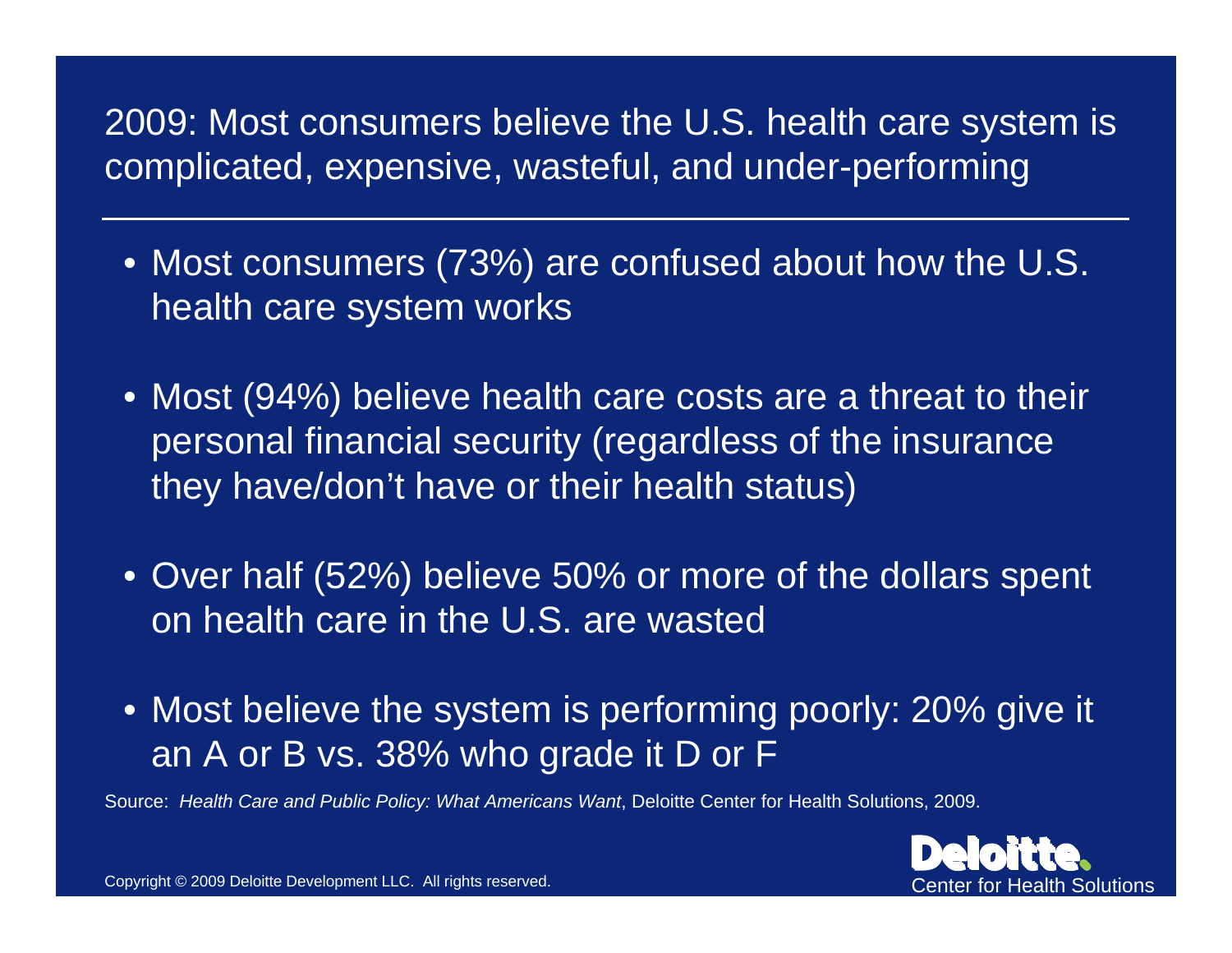# 2009: Most consumers believe the U.S. health care system is complicated, expensive, wasteful, and under-performing

- Most consumers (73%) are confused about how the U.S. health care system works
- Most (94%) believe health care costs are a threat to their personal financial security (regardless of the insurance they have/don't have or their health status)
- Over half (52%) believe 50% or more of the dollars spent on health care in the U.S. are wasted
- Most believe the system is performing poorly: 20% give it an A or B vs. 38% who grade it D or F

Source: *Health Care and Public Policy: What Americans Want*, Deloitte Center for Health Solutions, 2009.

Copyright © 2009 Deloitte Development LLC. All rights reserved.

Deloitte. Center for Health Solutions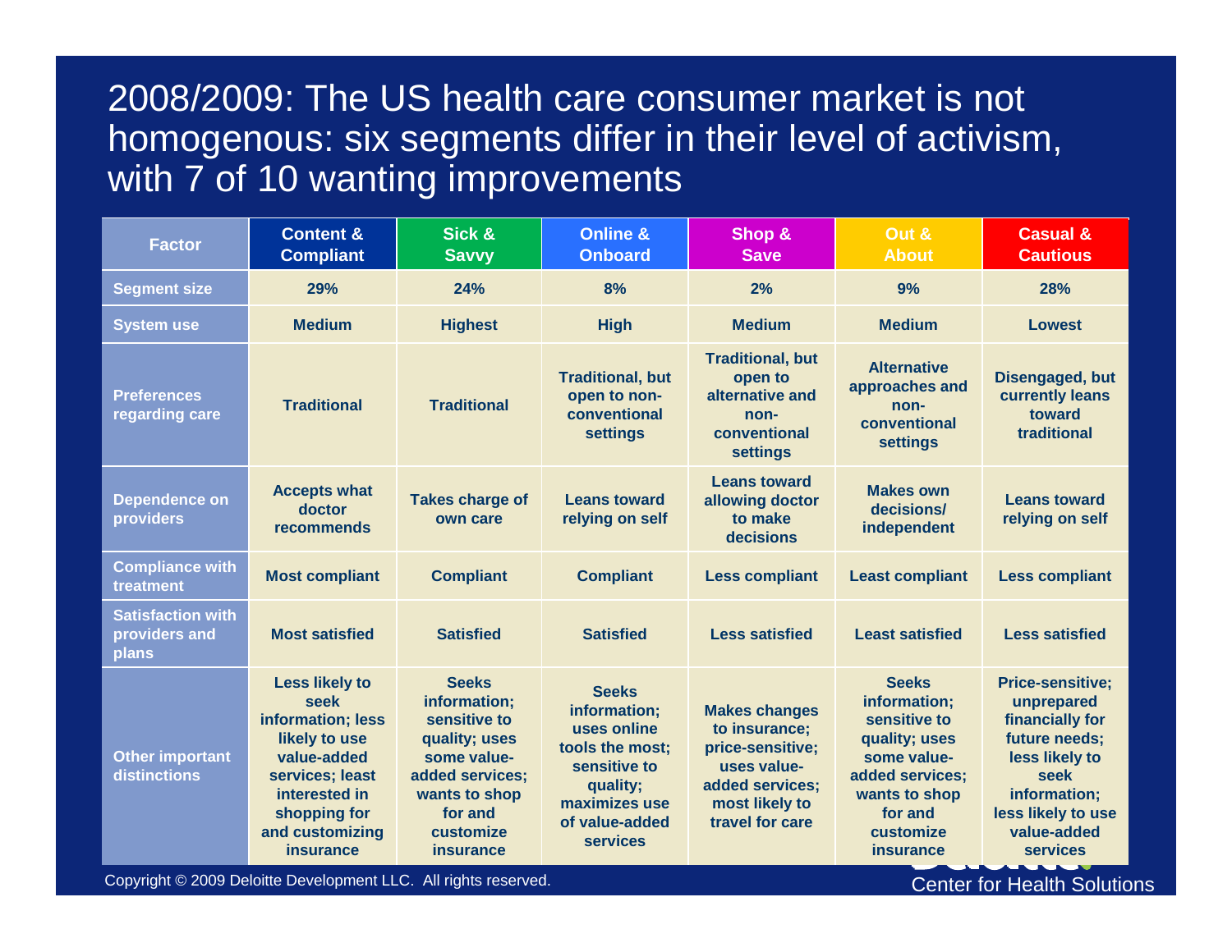# 2008/2009: The US health care consumer market is not homogenous: six segments differ in their level of activism, with 7 of 10 wanting improvements

| Factor | Content & Compliant | Sick & Savvy | Online & Onboard | Shop & Save | Out & About | Casual & Cautious |
|---|---|---|---|---|---|---|
| Segment size | 29% | 24% | 8% | 2% | 9% | 28% |
| System use | Medium | Highest | High | Medium | Medium | Lowest |
| Preferences regarding care | Traditional | Traditional | Traditional, but open to non-conventional settings | Traditional, but open to alternative and non-conventional settings | Alternative approaches and non-conventional settings | Disengaged, but currently leans toward traditional |
| Dependence on providers | Accepts what doctor recommends | Takes charge of own care | Leans toward relying on self | Leans toward allowing doctor to make decisions | Makes own decisions/ independent | Leans toward relying on self |
| Compliance with treatment | Most compliant | Compliant | Compliant | Less compliant | Least compliant | Less compliant |
| Satisfaction with providers and plans | Most satisfied | Satisfied | Satisfied | Less satisfied | Least satisfied | Less satisfied |
| Other important distinctions | Less likely to seek information; less likely to use value-added services; least interested in shopping for and customizing insurance | Seeks information; sensitive to quality; uses some value-added services; wants to shop for and customize insurance | Seeks information; uses online tools the most; sensitive to quality; maximizes use of value-added services | Makes changes to insurance; price-sensitive; uses value-added services; most likely to travel for care | Seeks information; sensitive to quality; uses some value-added services; wants to shop for and customize insurance | Price-sensitive; unprepared financially for future needs; less likely to seek information; less likely to use value-added services |

Copyright © 2009 Deloitte Development LLC. All rights reserved.

Center for Health Solutions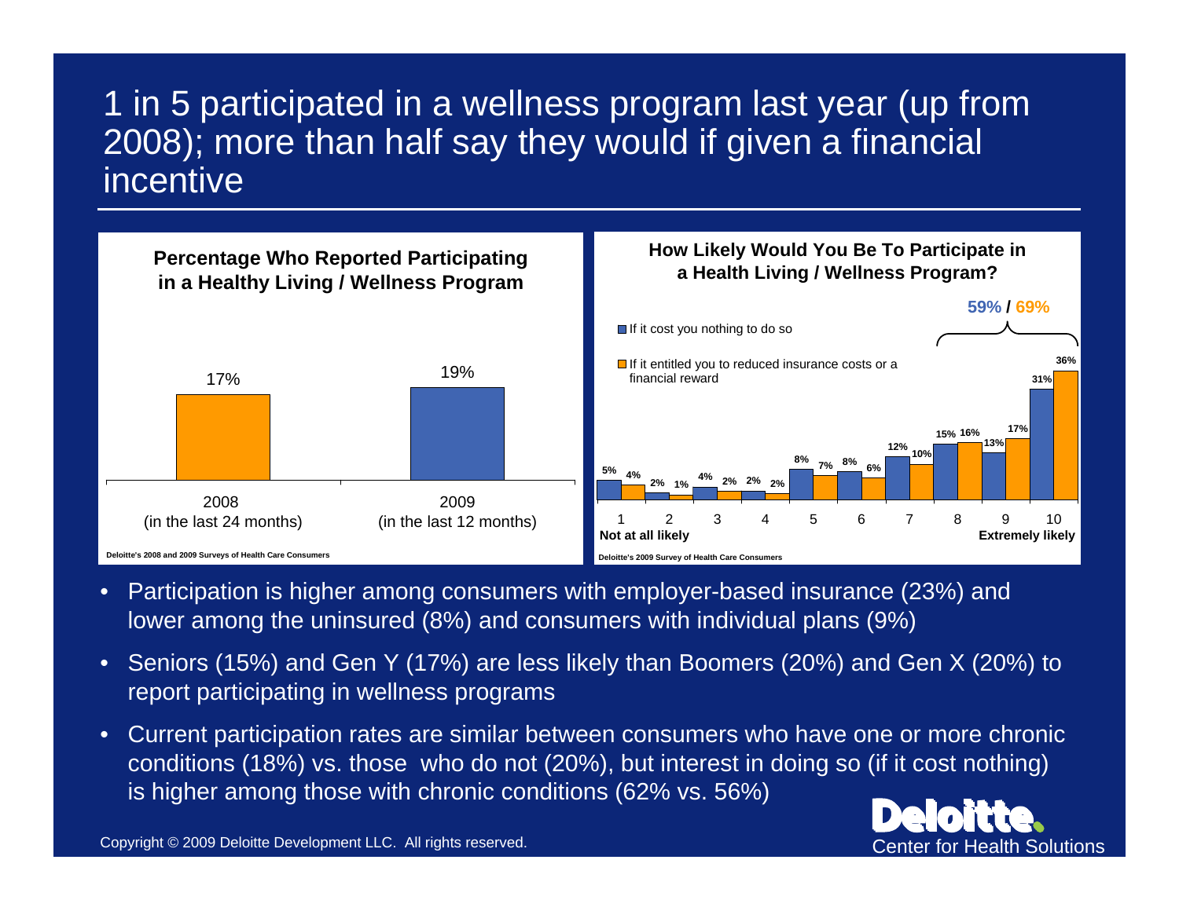# 1 in 5 participated in a wellness program last year (up from 2008); more than half say they would if given a financial incentive

**Percentage Who Reported Participating in a Healthy Living / Wellness Program**

| Year | Percentage |
|---|---|
| 2008 (in the last 24 months) | 17% |
| 2009 (in the last 12 months) | 19% |

Deloitte's 2008 and 2009 Surveys of Health Care Consumers

**How Likely Would You Be To Participate in a Health Living / Wellness Program?**

| Likelihood (1 = Not at all likely, 10 = Extremely likely) | If it cost you nothing to do so | If it entitled you to reduced insurance costs or a financial reward |
|---|---|---|
| 1 Not at all likely | 5% | 4% |
| 2 | 2% | 1% |
| 3 | 4% | 2% |
| 4 | 2% | 2% |
| 5 | 8% | 7% |
| 6 | 8% | 6% |
| 7 | 12% | 10% |
| 8 | 15% | 16% |
| 9 | 13% | 17% |
| 10 Extremely likely | 31% | 36% |

8–10: 59% / 69%

Deloitte's 2009 Survey of Health Care Consumers

- Participation is higher among consumers with employer-based insurance (23%) and lower among the uninsured (8%) and consumers with individual plans (9%)
- Seniors (15%) and Gen Y (17%) are less likely than Boomers (20%) and Gen X (20%) to report participating in wellness programs
- Current participation rates are similar between consumers who have one or more chronic conditions (18%) vs. those who do not (20%), but interest in doing so (if it cost nothing) is higher among those with chronic conditions (62% vs. 56%)

Copyright © 2009 Deloitte Development LLC. All rights reserved.

Deloitte. Center for Health Solutions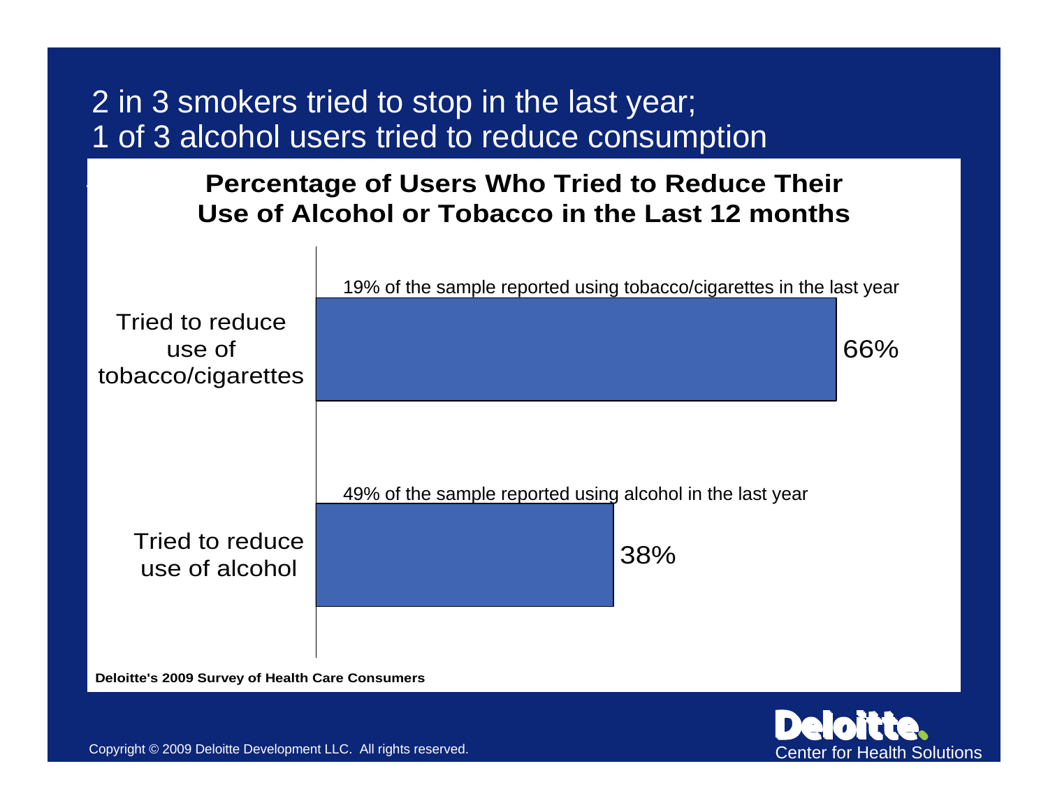# 2 in 3 smokers tried to stop in the last year; 1 of 3 alcohol users tried to reduce consumption

## Percentage of Users Who Tried to Reduce Their Use of Alcohol or Tobacco in the Last 12 months

| | Percentage | Note |
|---|---|---|
| Tried to reduce use of tobacco/cigarettes | 66% | 19% of the sample reported using tobacco/cigarettes in the last year |
| Tried to reduce use of alcohol | 38% | 49% of the sample reported using alcohol in the last year |

**Deloitte's 2009 Survey of Health Care Consumers**

Copyright © 2009 Deloitte Development LLC. All rights reserved.

Deloitte. Center for Health Solutions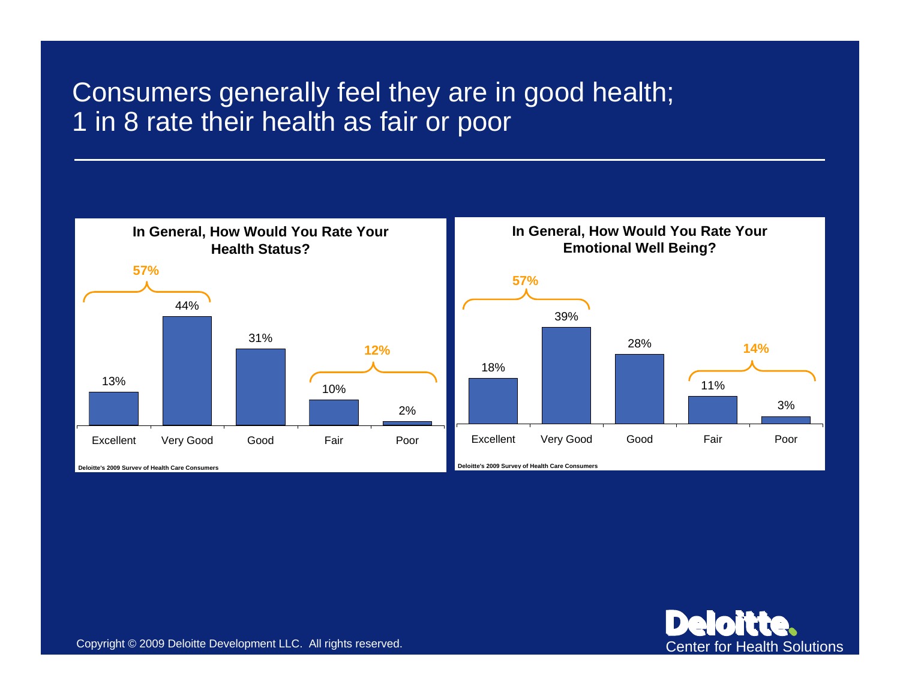# Consumers generally feel they are in good health; 1 in 8 rate their health as fair or poor

**In General, How Would You Rate Your Health Status?**

| Excellent | Very Good | Good | Fair | Poor |
|---|---|---|---|---|
| 13% | 44% | 31% | 10% | 2% |

Excellent + Very Good: **57%**
Fair + Poor: **12%**

Deloitte's 2009 Survey of Health Care Consumers

**In General, How Would You Rate Your Emotional Well Being?**

| Excellent | Very Good | Good | Fair | Poor |
|---|---|---|---|---|
| 18% | 39% | 28% | 11% | 3% |

Excellent + Very Good: **57%**
Fair + Poor: **14%**

Deloitte's 2009 Survey of Health Care Consumers

Copyright © 2009 Deloitte Development LLC. All rights reserved.

Deloitte. Center for Health Solutions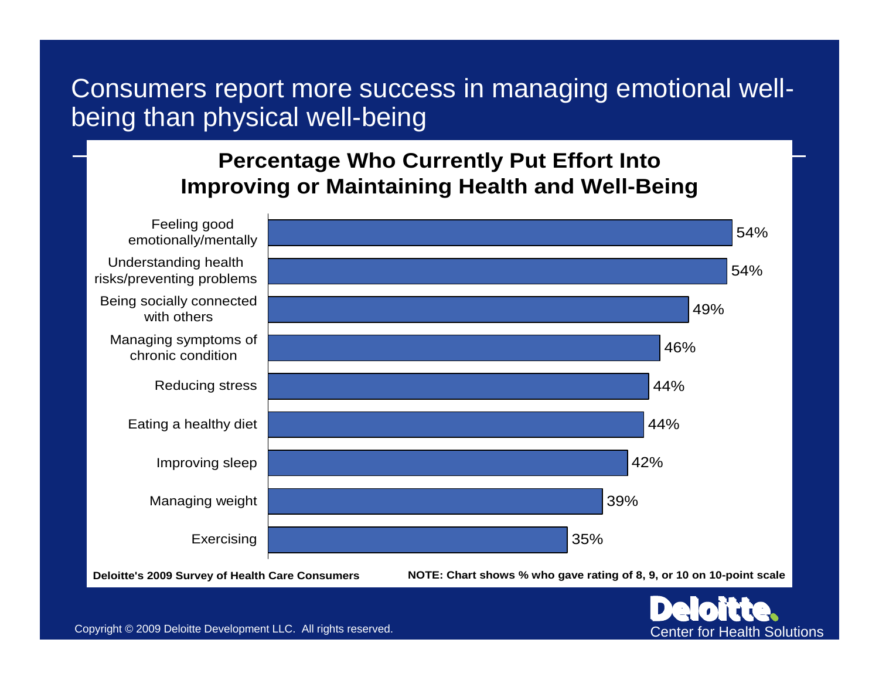# Consumers report more success in managing emotional well-being than physical well-being

## Percentage Who Currently Put Effort Into Improving or Maintaining Health and Well-Being

| Area | Percentage |
|---|---|
| Feeling good emotionally/mentally | 54% |
| Understanding health risks/preventing problems | 54% |
| Being socially connected with others | 49% |
| Managing symptoms of chronic condition | 46% |
| Reducing stress | 44% |
| Eating a healthy diet | 44% |
| Improving sleep | 42% |
| Managing weight | 39% |
| Exercising | 35% |

**Deloitte's 2009 Survey of Health Care Consumers**

**NOTE: Chart shows % who gave rating of 8, 9, or 10 on 10-point scale**

Copyright © 2009 Deloitte Development LLC. All rights reserved.

Deloitte. Center for Health Solutions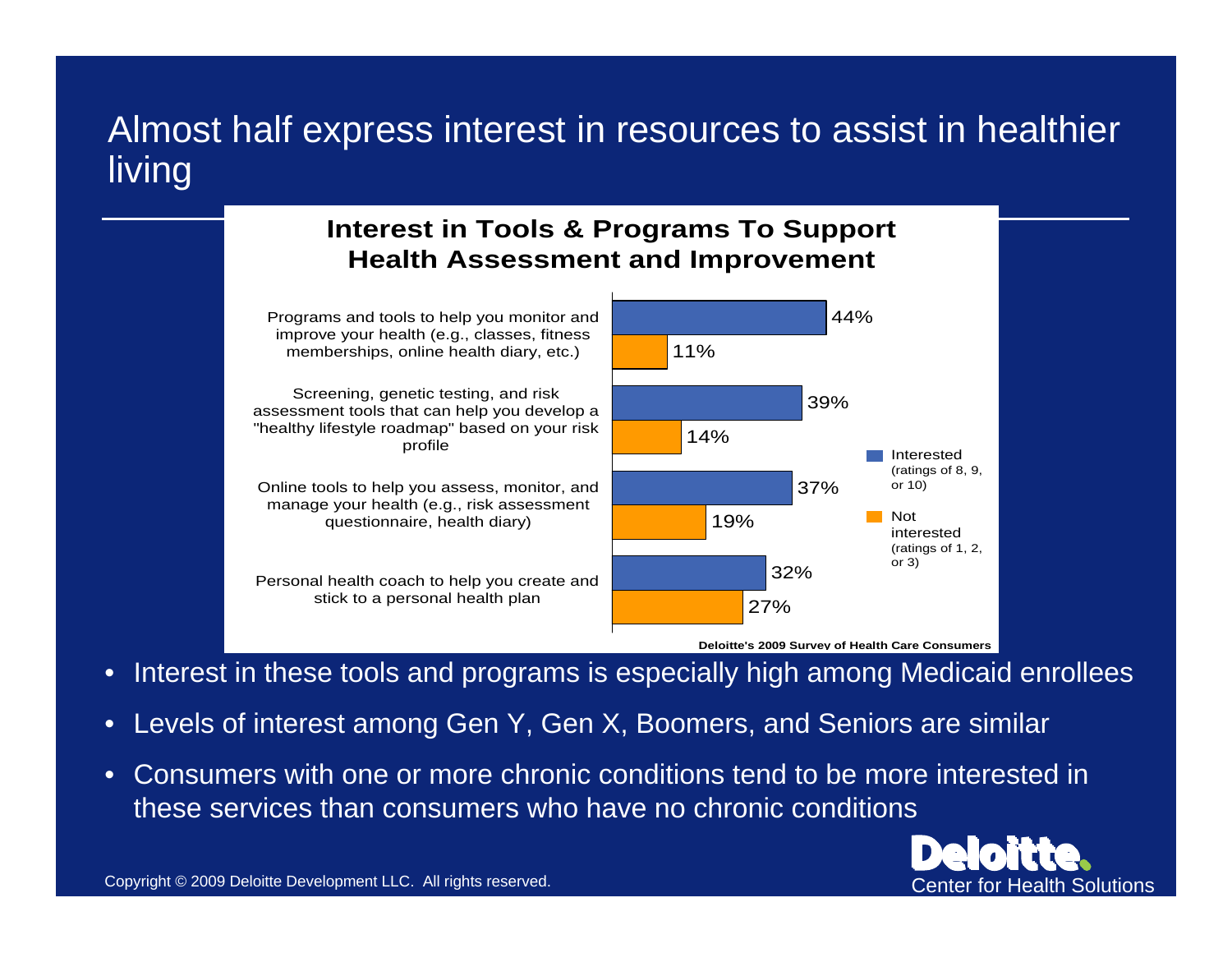# Almost half express interest in resources to assist in healthier living

**Interest in Tools & Programs To Support Health Assessment and Improvement**

| | Interested (ratings of 8, 9, or 10) | Not interested (ratings of 1, 2, or 3) |
|---|---|---|
| Programs and tools to help you monitor and improve your health (e.g., classes, fitness memberships, online health diary, etc.) | 44% | 11% |
| Screening, genetic testing, and risk assessment tools that can help you develop a "healthy lifestyle roadmap" based on your risk profile | 39% | 14% |
| Online tools to help you assess, monitor, and manage your health (e.g., risk assessment questionnaire, health diary) | 37% | 19% |
| Personal health coach to help you create and stick to a personal health plan | 32% | 27% |

Deloitte's 2009 Survey of Health Care Consumers

- Interest in these tools and programs is especially high among Medicaid enrollees
- Levels of interest among Gen Y, Gen X, Boomers, and Seniors are similar
- Consumers with one or more chronic conditions tend to be more interested in these services than consumers who have no chronic conditions

Copyright © 2009 Deloitte Development LLC. All rights reserved.

Deloitte. Center for Health Solutions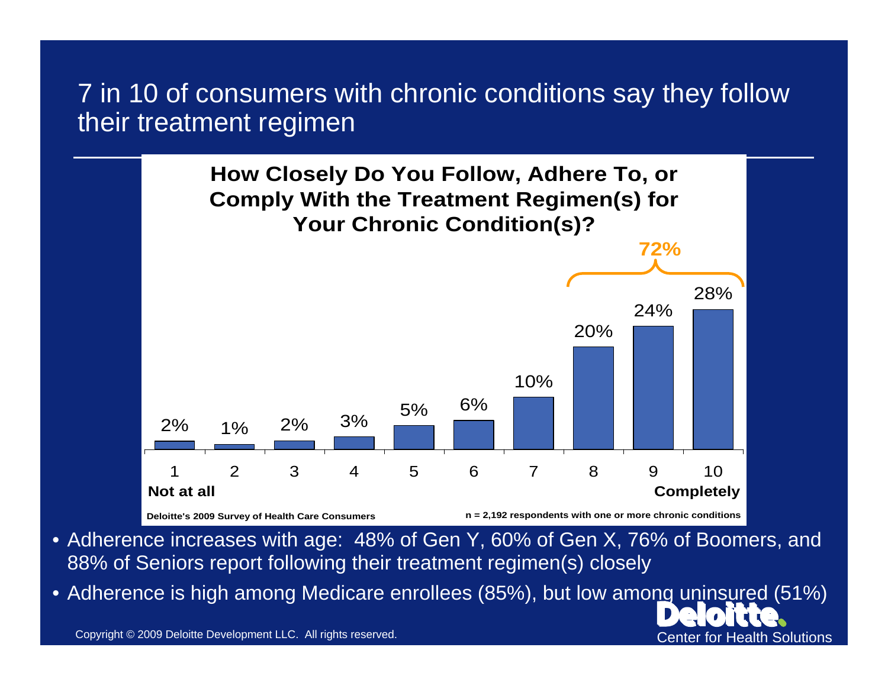# 7 in 10 of consumers with chronic conditions say they follow their treatment regimen

**How Closely Do You Follow, Adhere To, or Comply With the Treatment Regimen(s) for Your Chronic Condition(s)?**

| 1 Not at all | 2 | 3 | 4 | 5 | 6 | 7 | 8 | 9 | 10 Completely |
|---|---|---|---|---|---|---|---|---|---|
| 2% | 1% | 2% | 3% | 5% | 6% | 10% | 20% | 24% | 28% |

**72%** (ratings 8–10)

**Deloitte's 2009 Survey of Health Care Consumers**

**n = 2,192 respondents with one or more chronic conditions**

- Adherence increases with age: 48% of Gen Y, 60% of Gen X, 76% of Boomers, and 88% of Seniors report following their treatment regimen(s) closely
- Adherence is high among Medicare enrollees (85%), but low among uninsured (51%)

Copyright © 2009 Deloitte Development LLC. All rights reserved.

Deloitte. Center for Health Solutions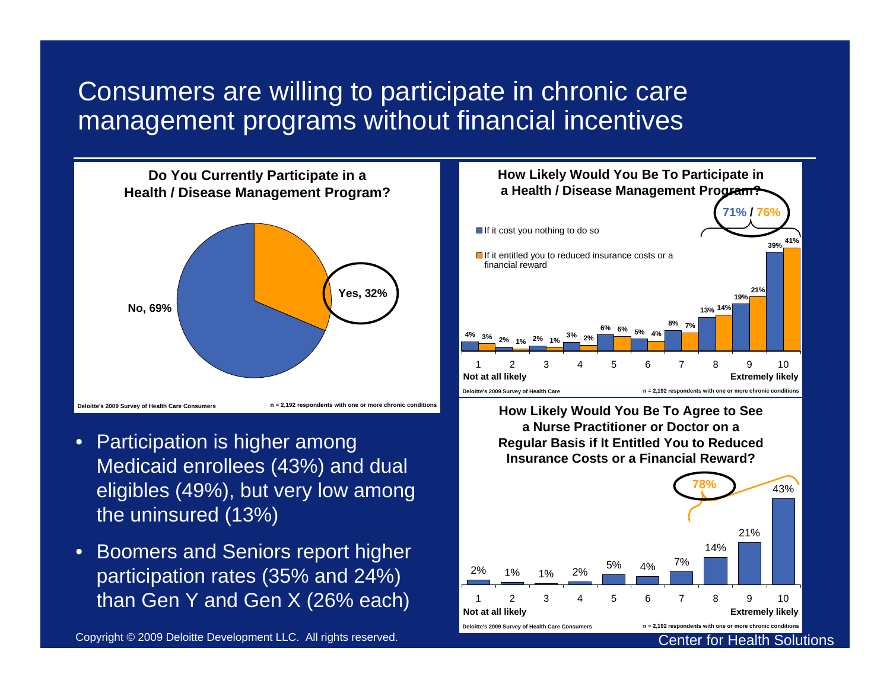# Consumers are willing to participate in chronic care management programs without financial incentives

**Do You Currently Participate in a Health / Disease Management Program?**

| Response | Percent |
|---|---|
| Yes | 32% |
| No | 69% |

Deloitte's 2009 Survey of Health Care Consumers — n = 2,192 respondents with one or more chronic conditions

- Participation is higher among Medicaid enrollees (43%) and dual eligibles (49%), but very low among the uninsured (13%)
- Boomers and Seniors report higher participation rates (35% and 24%) than Gen Y and Gen X (26% each)

**How Likely Would You Be To Participate in a Health / Disease Management Program?**

| Likelihood (1 = Not at all likely, 10 = Extremely likely) | 1 | 2 | 3 | 4 | 5 | 6 | 7 | 8 | 9 | 10 |
|---|---|---|---|---|---|---|---|---|---|---|
| If it cost you nothing to do so | 4% | 2% | 2% | 3% | 6% | 5% | 8% | 13% | 19% | 39% |
| If it entitled you to reduced insurance costs or a financial reward | 3% | 1% | 1% | 2% | 6% | 4% | 7% | 14% | 21% | 41% |

71% / 76% (ratings 8–10)

Deloitte's 2009 Survey of Health Care — n = 2,192 respondents with one or more chronic conditions

**How Likely Would You Be To Agree to See a Nurse Practitioner or Doctor on a Regular Basis if It Entitled You to Reduced Insurance Costs or a Financial Reward?**

| Likelihood (1 = Not at all likely, 10 = Extremely likely) | 1 | 2 | 3 | 4 | 5 | 6 | 7 | 8 | 9 | 10 |
|---|---|---|---|---|---|---|---|---|---|---|
| Percent | 2% | 1% | 1% | 2% | 5% | 4% | 7% | 14% | 21% | 43% |

78% (ratings 8–10)

Deloitte's 2009 Survey of Health Care Consumers — n = 2,192 respondents with one or more chronic conditions

Copyright © 2009 Deloitte Development LLC. All rights reserved.

Center for Health Solutions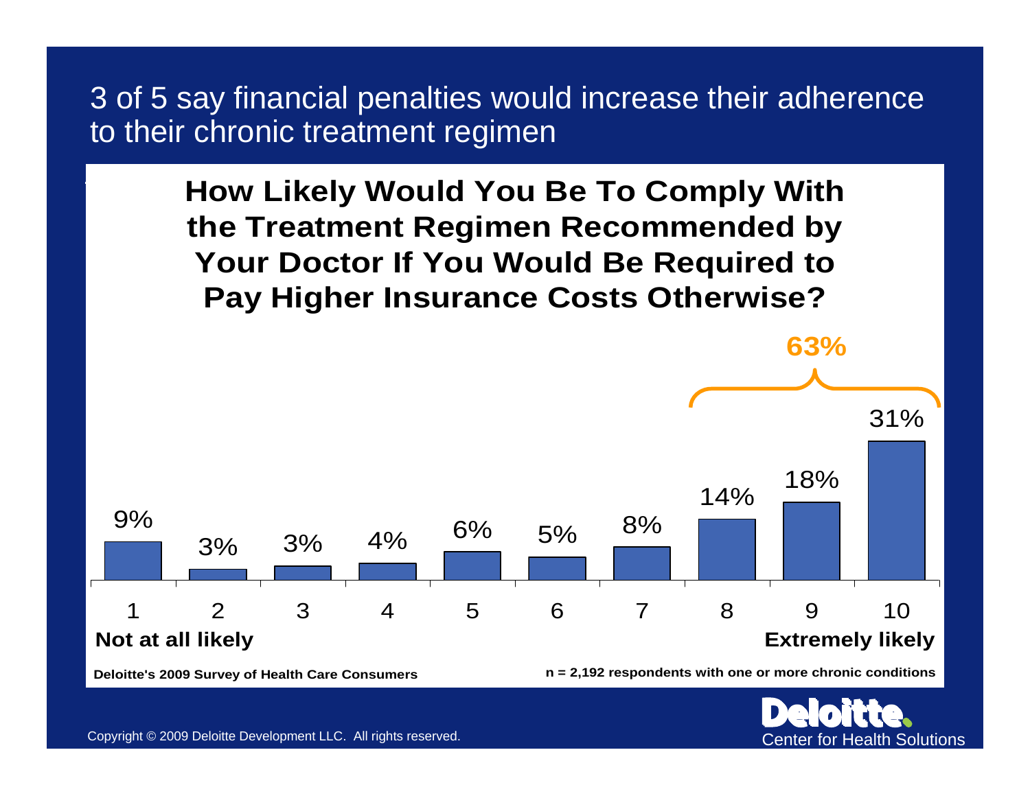# 3 of 5 say financial penalties would increase their adherence to their chronic treatment regimen

## How Likely Would You Be To Comply With the Treatment Regimen Recommended by Your Doctor If You Would Be Required to Pay Higher Insurance Costs Otherwise?

| 1 (Not at all likely) | 2 | 3 | 4 | 5 | 6 | 7 | 8 | 9 | 10 (Extremely likely) |
|---|---|---|---|---|---|---|---|---|---|
| 9% | 3% | 3% | 4% | 6% | 5% | 8% | 14% | 18% | 31% |

**63%** (responses 8–10)

**Deloitte's 2009 Survey of Health Care Consumers**

**n = 2,192 respondents with one or more chronic conditions**

Copyright © 2009 Deloitte Development LLC. All rights reserved.

Deloitte. Center for Health Solutions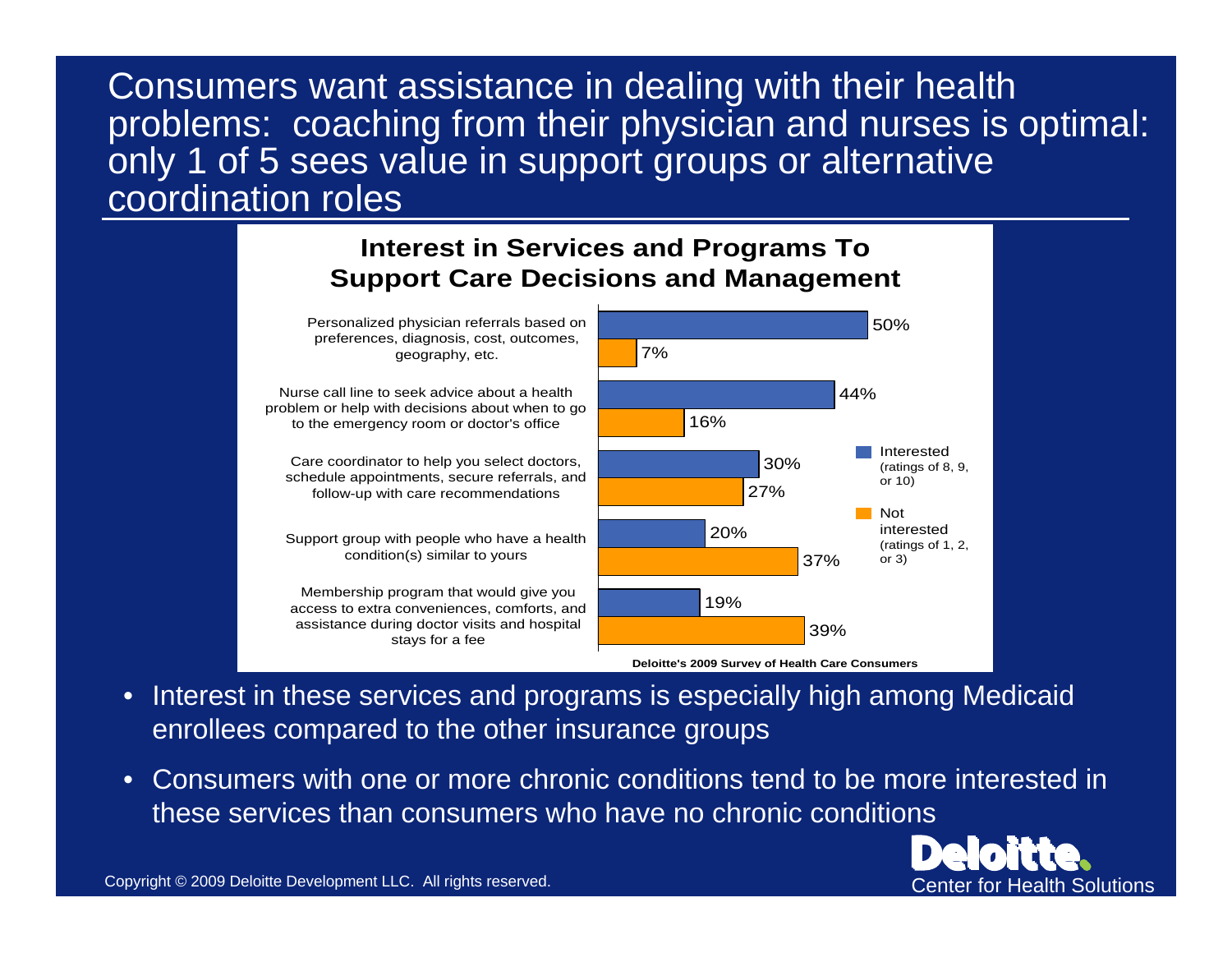# Consumers want assistance in dealing with their health problems: coaching from their physician and nurses is optimal: only 1 of 5 sees value in support groups or alternative coordination roles

## Interest in Services and Programs To Support Care Decisions and Management

| Service/Program | Interested (ratings of 8, 9, or 10) | Not interested (ratings of 1, 2, or 3) |
|---|---|---|
| Personalized physician referrals based on preferences, diagnosis, cost, outcomes, geography, etc. | 50% | 7% |
| Nurse call line to seek advice about a health problem or help with decisions about when to go to the emergency room or doctor's office | 44% | 16% |
| Care coordinator to help you select doctors, schedule appointments, secure referrals, and follow-up with care recommendations | 30% | 27% |
| Support group with people who have a health condition(s) similar to yours | 20% | 37% |
| Membership program that would give you access to extra conveniences, comforts, and assistance during doctor visits and hospital stays for a fee | 19% | 39% |

**Deloitte's 2009 Survey of Health Care Consumers**

- Interest in these services and programs is especially high among Medicaid enrollees compared to the other insurance groups
- Consumers with one or more chronic conditions tend to be more interested in these services than consumers who have no chronic conditions

Copyright © 2009 Deloitte Development LLC. All rights reserved.

Deloitte. Center for Health Solutions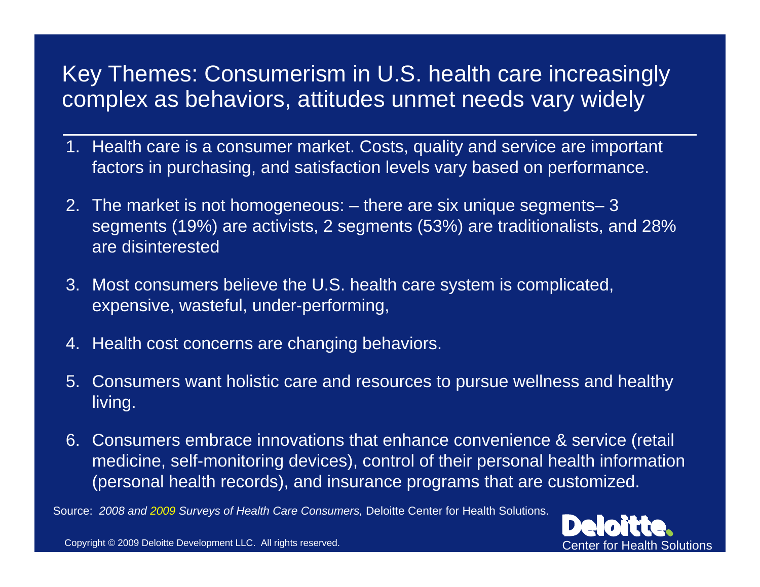# Key Themes: Consumerism in U.S. health care increasingly complex as behaviors, attitudes unmet needs vary widely

1. Health care is a consumer market. Costs, quality and service are important factors in purchasing, and satisfaction levels vary based on performance.
2. The market is not homogeneous: – there are six unique segments– 3 segments (19%) are activists, 2 segments (53%) are traditionalists, and 28% are disinterested
3. Most consumers believe the U.S. health care system is complicated, expensive, wasteful, under-performing,
4. Health cost concerns are changing behaviors.
5. Consumers want holistic care and resources to pursue wellness and healthy living.
6. Consumers embrace innovations that enhance convenience & service (retail medicine, self-monitoring devices), control of their personal health information (personal health records), and insurance programs that are customized.

Source: *2008 and 2009 Surveys of Health Care Consumers,* Deloitte Center for Health Solutions.

Copyright © 2009 Deloitte Development LLC. All rights reserved.

Deloitte. Center for Health Solutions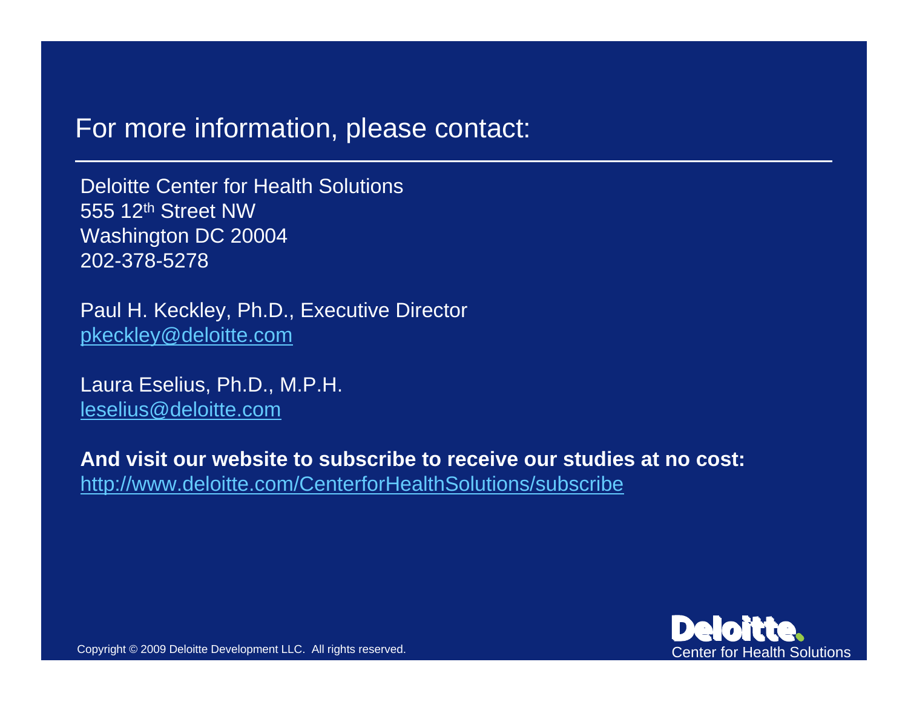# For more information, please contact:

Deloitte Center for Health Solutions
555 12th Street NW
Washington DC 20004
202-378-5278

Paul H. Keckley, Ph.D., Executive Director
pkeckley@deloitte.com

Laura Eselius, Ph.D., M.P.H.
leselius@deloitte.com

**And visit our website to subscribe to receive our studies at no cost:**
http://www.deloitte.com/CenterforHealthSolutions/subscribe

Copyright © 2009 Deloitte Development LLC. All rights reserved.

Deloitte.
Center for Health Solutions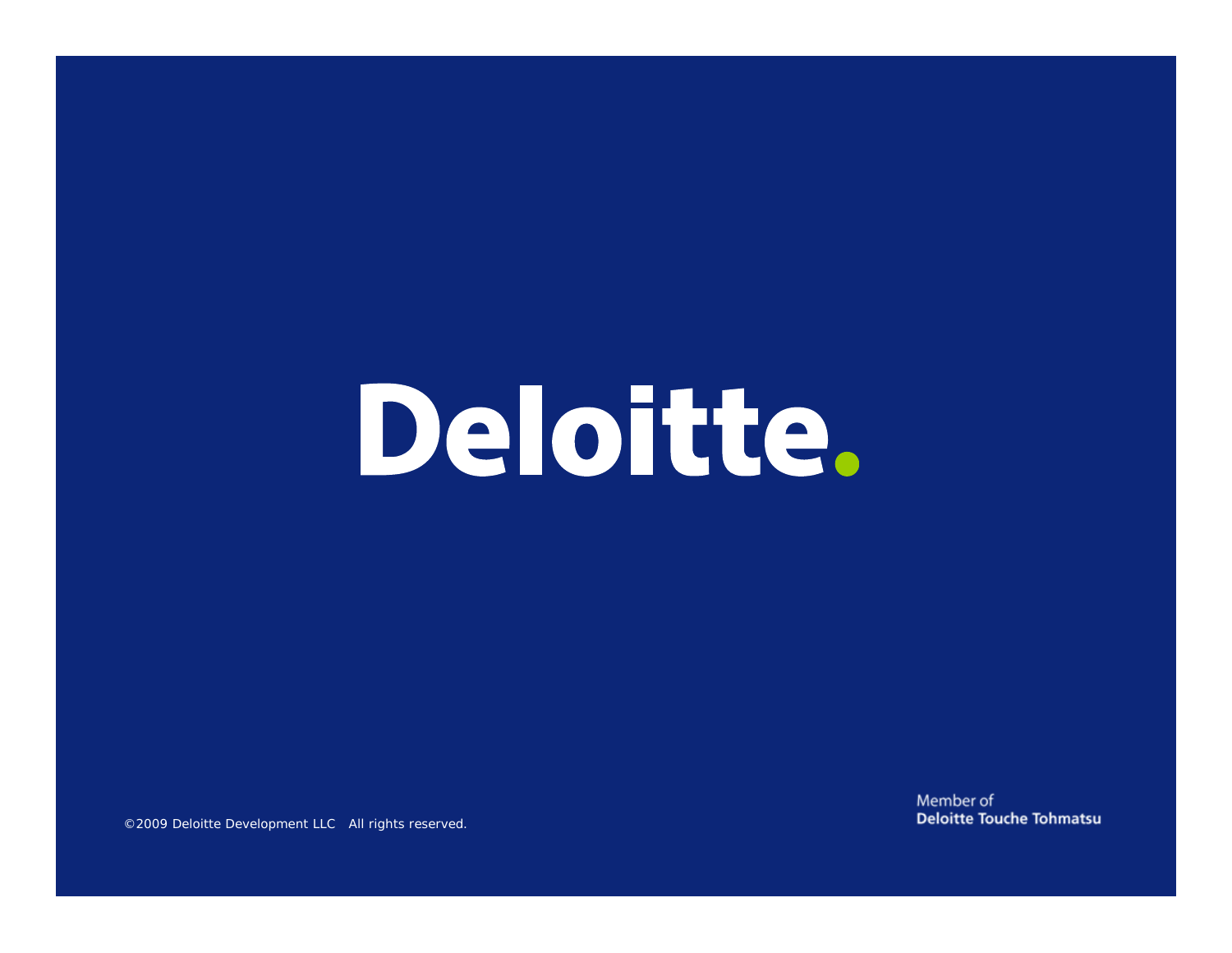Deloitte.

©2009 Deloitte Development LLC All rights reserved.

Member of
**Deloitte Touche Tohmatsu**